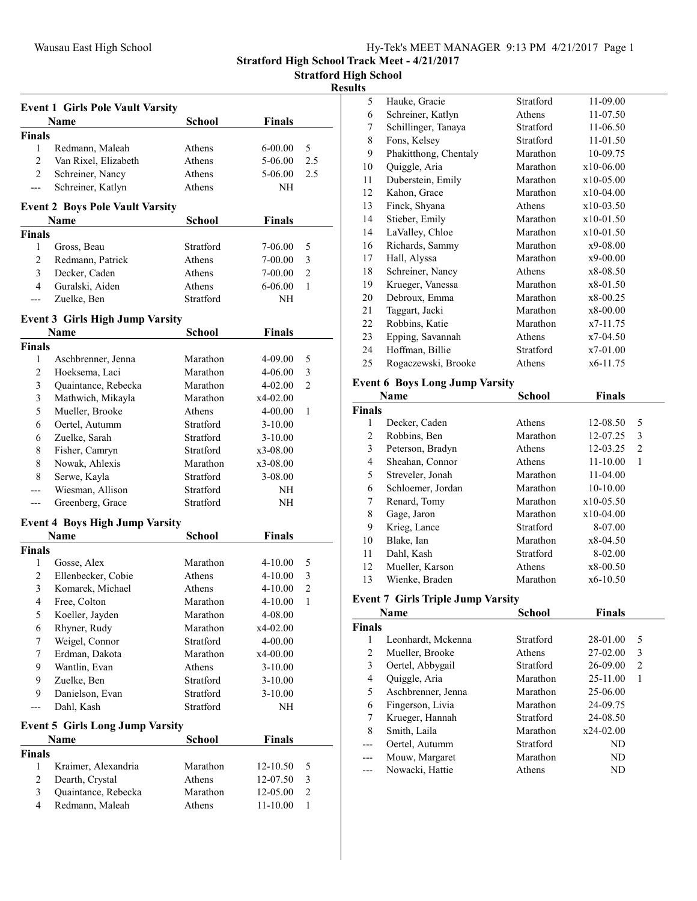## Stratford High School Track Meet - 4/21/2017

### Stratford High School

### Results

#### Event 1 Girls Pole Vault Varsity

| | Name | School | Finals | |
|---|---|---|---|---|
| **Finals** | | | | |
| 1 | Redmann, Maleah | Athens | 6-00.00 | 5 |
| 2 | Van Rixel, Elizabeth | Athens | 5-06.00 | 2.5 |
| 2 | Schreiner, Nancy | Athens | 5-06.00 | 2.5 |
| --- | Schreiner, Katlyn | Athens | NH | |

#### Event 2 Boys Pole Vault Varsity

| | Name | School | Finals | |
|---|---|---|---|---|
| **Finals** | | | | |
| 1 | Gross, Beau | Stratford | 7-06.00 | 5 |
| 2 | Redmann, Patrick | Athens | 7-00.00 | 3 |
| 3 | Decker, Caden | Athens | 7-00.00 | 2 |
| 4 | Guralski, Aiden | Athens | 6-06.00 | 1 |
| --- | Zuelke, Ben | Stratford | NH | |

#### Event 3 Girls High Jump Varsity

| | Name | School | Finals | |
|---|---|---|---|---|
| **Finals** | | | | |
| 1 | Aschbrenner, Jenna | Marathon | 4-09.00 | 5 |
| 2 | Hoeksema, Laci | Marathon | 4-06.00 | 3 |
| 3 | Quaintance, Rebecka | Marathon | 4-02.00 | 2 |
| 3 | Mathwich, Mikayla | Marathon | x4-02.00 | |
| 5 | Mueller, Brooke | Athens | 4-00.00 | 1 |
| 6 | Oertel, Autumm | Stratford | 3-10.00 | |
| 6 | Zuelke, Sarah | Stratford | 3-10.00 | |
| 8 | Fisher, Camryn | Stratford | x3-08.00 | |
| 8 | Nowak, Ahlexis | Marathon | x3-08.00 | |
| 8 | Serwe, Kayla | Stratford | 3-08.00 | |
| --- | Wiesman, Allison | Stratford | NH | |
| --- | Greenberg, Grace | Stratford | NH | |

#### Event 4 Boys High Jump Varsity

| | Name | School | Finals | |
|---|---|---|---|---|
| **Finals** | | | | |
| 1 | Gosse, Alex | Marathon | 4-10.00 | 5 |
| 2 | Ellenbecker, Cobie | Athens | 4-10.00 | 3 |
| 3 | Komarek, Michael | Athens | 4-10.00 | 2 |
| 4 | Free, Colton | Marathon | 4-10.00 | 1 |
| 5 | Koeller, Jayden | Marathon | 4-08.00 | |
| 6 | Rhyner, Rudy | Marathon | x4-02.00 | |
| 7 | Weigel, Connor | Stratford | 4-00.00 | |
| 7 | Erdman, Dakota | Marathon | x4-00.00 | |
| 9 | Wantlin, Evan | Athens | 3-10.00 | |
| 9 | Zuelke, Ben | Stratford | 3-10.00 | |
| 9 | Danielson, Evan | Stratford | 3-10.00 | |
| --- | Dahl, Kash | Stratford | NH | |

#### Event 5 Girls Long Jump Varsity

| | Name | School | Finals | |
|---|---|---|---|---|
| **Finals** | | | | |
| 1 | Kraimer, Alexandria | Marathon | 12-10.50 | 5 |
| 2 | Dearth, Crystal | Athens | 12-07.50 | 3 |
| 3 | Quaintance, Rebecka | Marathon | 12-05.00 | 2 |
| 4 | Redmann, Maleah | Athens | 11-10.00 | 1 |
| 5 | Hauke, Gracie | Stratford | 11-09.00 | |
| 6 | Schreiner, Katlyn | Athens | 11-07.50 | |
| 7 | Schillinger, Tanaya | Stratford | 11-06.50 | |
| 8 | Fons, Kelsey | Stratford | 11-01.50 | |
| 9 | Phakitthong, Chentaly | Marathon | 10-09.75 | |
| 10 | Quiggle, Aria | Marathon | x10-06.00 | |
| 11 | Duberstein, Emily | Marathon | x10-05.00 | |
| 12 | Kahon, Grace | Marathon | x10-04.00 | |
| 13 | Finck, Shyana | Athens | x10-03.50 | |
| 14 | Stieber, Emily | Marathon | x10-01.50 | |
| 14 | LaValley, Chloe | Marathon | x10-01.50 | |
| 16 | Richards, Sammy | Marathon | x9-08.00 | |
| 17 | Hall, Alyssa | Marathon | x9-00.00 | |
| 18 | Schreiner, Nancy | Athens | x8-08.50 | |
| 19 | Krueger, Vanessa | Marathon | x8-01.50 | |
| 20 | Debroux, Emma | Marathon | x8-00.25 | |
| 21 | Taggart, Jacki | Marathon | x8-00.00 | |
| 22 | Robbins, Katie | Marathon | x7-11.75 | |
| 23 | Epping, Savannah | Athens | x7-04.50 | |
| 24 | Hoffman, Billie | Stratford | x7-01.00 | |
| 25 | Rogaczewski, Brooke | Athens | x6-11.75 | |

#### Event 6 Boys Long Jump Varsity

| | Name | School | Finals | |
|---|---|---|---|---|
| **Finals** | | | | |
| 1 | Decker, Caden | Athens | 12-08.50 | 5 |
| 2 | Robbins, Ben | Marathon | 12-07.25 | 3 |
| 3 | Peterson, Bradyn | Athens | 12-03.25 | 2 |
| 4 | Sheahan, Connor | Athens | 11-10.00 | 1 |
| 5 | Streveler, Jonah | Marathon | 11-04.00 | |
| 6 | Schloemer, Jordan | Marathon | 10-10.00 | |
| 7 | Renard, Tomy | Marathon | x10-05.50 | |
| 8 | Gage, Jaron | Marathon | x10-04.00 | |
| 9 | Krieg, Lance | Stratford | 8-07.00 | |
| 10 | Blake, Ian | Marathon | x8-04.50 | |
| 11 | Dahl, Kash | Stratford | 8-02.00 | |
| 12 | Mueller, Karson | Athens | x8-00.50 | |
| 13 | Wienke, Braden | Marathon | x6-10.50 | |

#### Event 7 Girls Triple Jump Varsity

| | Name | School | Finals | |
|---|---|---|---|---|
| **Finals** | | | | |
| 1 | Leonhardt, Mckenna | Stratford | 28-01.00 | 5 |
| 2 | Mueller, Brooke | Athens | 27-02.00 | 3 |
| 3 | Oertel, Abbygail | Stratford | 26-09.00 | 2 |
| 4 | Quiggle, Aria | Marathon | 25-11.00 | 1 |
| 5 | Aschbrenner, Jenna | Marathon | 25-06.00 | |
| 6 | Fingerson, Livia | Marathon | 24-09.75 | |
| 7 | Krueger, Hannah | Stratford | 24-08.50 | |
| 8 | Smith, Laila | Marathon | x24-02.00 | |
| --- | Oertel, Autumm | Stratford | ND | |
| --- | Mouw, Margaret | Marathon | ND | |
| --- | Nowacki, Hattie | Athens | ND | |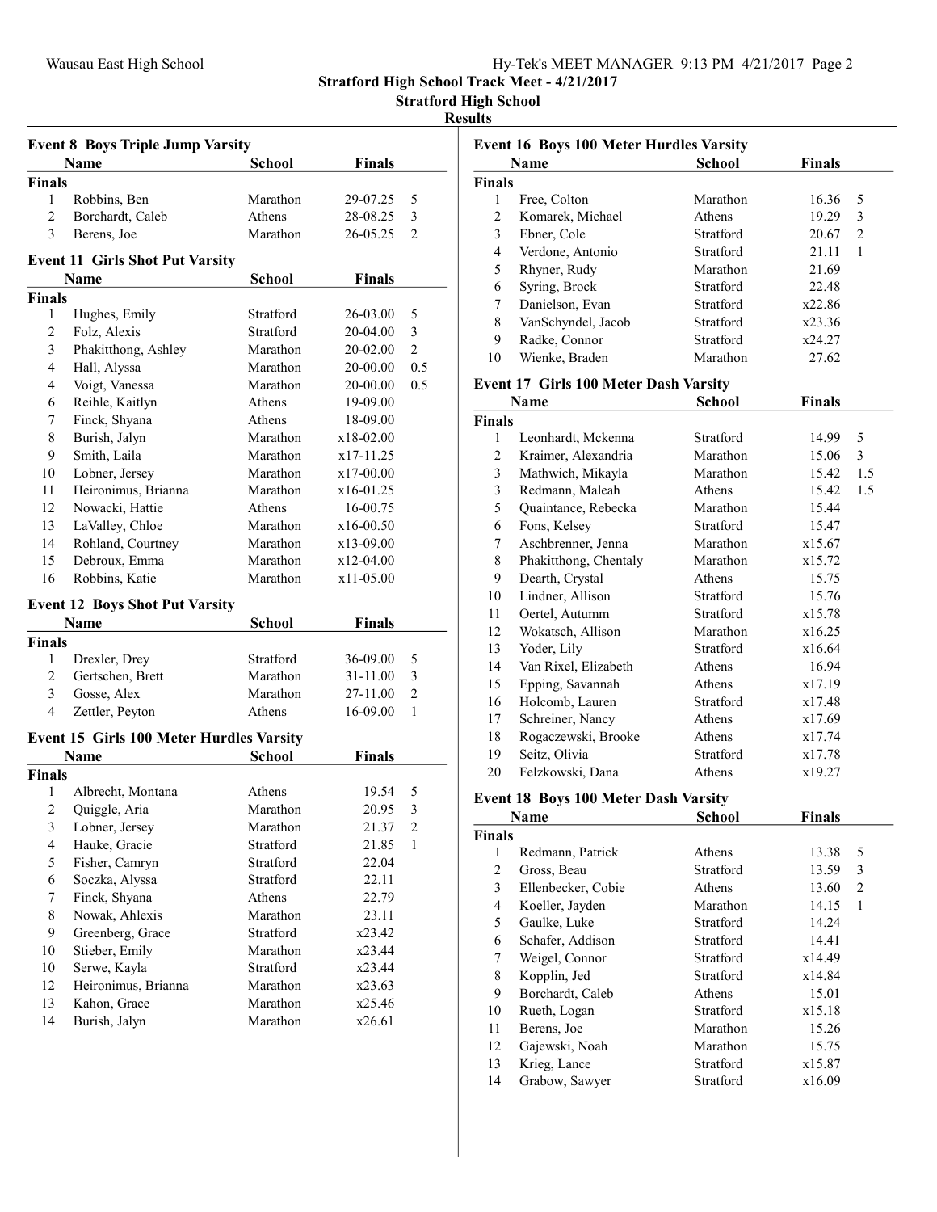# Stratford High School Track Meet - 4/21/2017

## Stratford High School

### Results

#### Event 8 Boys Triple Jump Varsity

| | Name | School | Finals | |
|---|---|---|---|---|
| **Finals** | | | | |
| 1 | Robbins, Ben | Marathon | 29-07.25 | 5 |
| 2 | Borchardt, Caleb | Athens | 28-08.25 | 3 |
| 3 | Berens, Joe | Marathon | 26-05.25 | 2 |

#### Event 11 Girls Shot Put Varsity

| | Name | School | Finals | |
|---|---|---|---|---|
| **Finals** | | | | |
| 1 | Hughes, Emily | Stratford | 26-03.00 | 5 |
| 2 | Folz, Alexis | Stratford | 20-04.00 | 3 |
| 3 | Phakitthong, Ashley | Marathon | 20-02.00 | 2 |
| 4 | Hall, Alyssa | Marathon | 20-00.00 | 0.5 |
| 4 | Voigt, Vanessa | Marathon | 20-00.00 | 0.5 |
| 6 | Reihle, Kaitlyn | Athens | 19-09.00 | |
| 7 | Finck, Shyana | Athens | 18-09.00 | |
| 8 | Burish, Jalyn | Marathon | x18-02.00 | |
| 9 | Smith, Laila | Marathon | x17-11.25 | |
| 10 | Lobner, Jersey | Marathon | x17-00.00 | |
| 11 | Heironimus, Brianna | Marathon | x16-01.25 | |
| 12 | Nowacki, Hattie | Athens | 16-00.75 | |
| 13 | LaValley, Chloe | Marathon | x16-00.50 | |
| 14 | Rohland, Courtney | Marathon | x13-09.00 | |
| 15 | Debroux, Emma | Marathon | x12-04.00 | |
| 16 | Robbins, Katie | Marathon | x11-05.00 | |

#### Event 12 Boys Shot Put Varsity

| | Name | School | Finals | |
|---|---|---|---|---|
| **Finals** | | | | |
| 1 | Drexler, Drey | Stratford | 36-09.00 | 5 |
| 2 | Gertschen, Brett | Marathon | 31-11.00 | 3 |
| 3 | Gosse, Alex | Marathon | 27-11.00 | 2 |
| 4 | Zettler, Peyton | Athens | 16-09.00 | 1 |

#### Event 15 Girls 100 Meter Hurdles Varsity

| | Name | School | Finals | |
|---|---|---|---|---|
| **Finals** | | | | |
| 1 | Albrecht, Montana | Athens | 19.54 | 5 |
| 2 | Quiggle, Aria | Marathon | 20.95 | 3 |
| 3 | Lobner, Jersey | Marathon | 21.37 | 2 |
| 4 | Hauke, Gracie | Stratford | 21.85 | 1 |
| 5 | Fisher, Camryn | Stratford | 22.04 | |
| 6 | Soczka, Alyssa | Stratford | 22.11 | |
| 7 | Finck, Shyana | Athens | 22.79 | |
| 8 | Nowak, Ahlexis | Marathon | 23.11 | |
| 9 | Greenberg, Grace | Stratford | x23.42 | |
| 10 | Stieber, Emily | Marathon | x23.44 | |
| 10 | Serwe, Kayla | Stratford | x23.44 | |
| 12 | Heironimus, Brianna | Marathon | x23.63 | |
| 13 | Kahon, Grace | Marathon | x25.46 | |
| 14 | Burish, Jalyn | Marathon | x26.61 | |

#### Event 16 Boys 100 Meter Hurdles Varsity

| | Name | School | Finals | |
|---|---|---|---|---|
| **Finals** | | | | |
| 1 | Free, Colton | Marathon | 16.36 | 5 |
| 2 | Komarek, Michael | Athens | 19.29 | 3 |
| 3 | Ebner, Cole | Stratford | 20.67 | 2 |
| 4 | Verdone, Antonio | Stratford | 21.11 | 1 |
| 5 | Rhyner, Rudy | Marathon | 21.69 | |
| 6 | Syring, Brock | Stratford | 22.48 | |
| 7 | Danielson, Evan | Stratford | x22.86 | |
| 8 | VanSchyndel, Jacob | Stratford | x23.36 | |
| 9 | Radke, Connor | Stratford | x24.27 | |
| 10 | Wienke, Braden | Marathon | 27.62 | |

#### Event 17 Girls 100 Meter Dash Varsity

| | Name | School | Finals | |
|---|---|---|---|---|
| **Finals** | | | | |
| 1 | Leonhardt, Mckenna | Stratford | 14.99 | 5 |
| 2 | Kraimer, Alexandria | Marathon | 15.06 | 3 |
| 3 | Mathwich, Mikayla | Marathon | 15.42 | 1.5 |
| 3 | Redmann, Maleah | Athens | 15.42 | 1.5 |
| 5 | Quaintance, Rebecka | Marathon | 15.44 | |
| 6 | Fons, Kelsey | Stratford | 15.47 | |
| 7 | Aschbrenner, Jenna | Marathon | x15.67 | |
| 8 | Phakitthong, Chentaly | Marathon | x15.72 | |
| 9 | Dearth, Crystal | Athens | 15.75 | |
| 10 | Lindner, Allison | Stratford | 15.76 | |
| 11 | Oertel, Autumm | Stratford | x15.78 | |
| 12 | Wokatsch, Allison | Marathon | x16.25 | |
| 13 | Yoder, Lily | Stratford | x16.64 | |
| 14 | Van Rixel, Elizabeth | Athens | 16.94 | |
| 15 | Epping, Savannah | Athens | x17.19 | |
| 16 | Holcomb, Lauren | Stratford | x17.48 | |
| 17 | Schreiner, Nancy | Athens | x17.69 | |
| 18 | Rogaczewski, Brooke | Athens | x17.74 | |
| 19 | Seitz, Olivia | Stratford | x17.78 | |
| 20 | Felzkowski, Dana | Athens | x19.27 | |

#### Event 18 Boys 100 Meter Dash Varsity

| | Name | School | Finals | |
|---|---|---|---|---|
| **Finals** | | | | |
| 1 | Redmann, Patrick | Athens | 13.38 | 5 |
| 2 | Gross, Beau | Stratford | 13.59 | 3 |
| 3 | Ellenbecker, Cobie | Athens | 13.60 | 2 |
| 4 | Koeller, Jayden | Marathon | 14.15 | 1 |
| 5 | Gaulke, Luke | Stratford | 14.24 | |
| 6 | Schafer, Addison | Stratford | 14.41 | |
| 7 | Weigel, Connor | Stratford | x14.49 | |
| 8 | Kopplin, Jed | Stratford | x14.84 | |
| 9 | Borchardt, Caleb | Athens | 15.01 | |
| 10 | Rueth, Logan | Stratford | x15.18 | |
| 11 | Berens, Joe | Marathon | 15.26 | |
| 12 | Gajewski, Noah | Marathon | 15.75 | |
| 13 | Krieg, Lance | Stratford | x15.87 | |
| 14 | Grabow, Sawyer | Stratford | x16.09 | |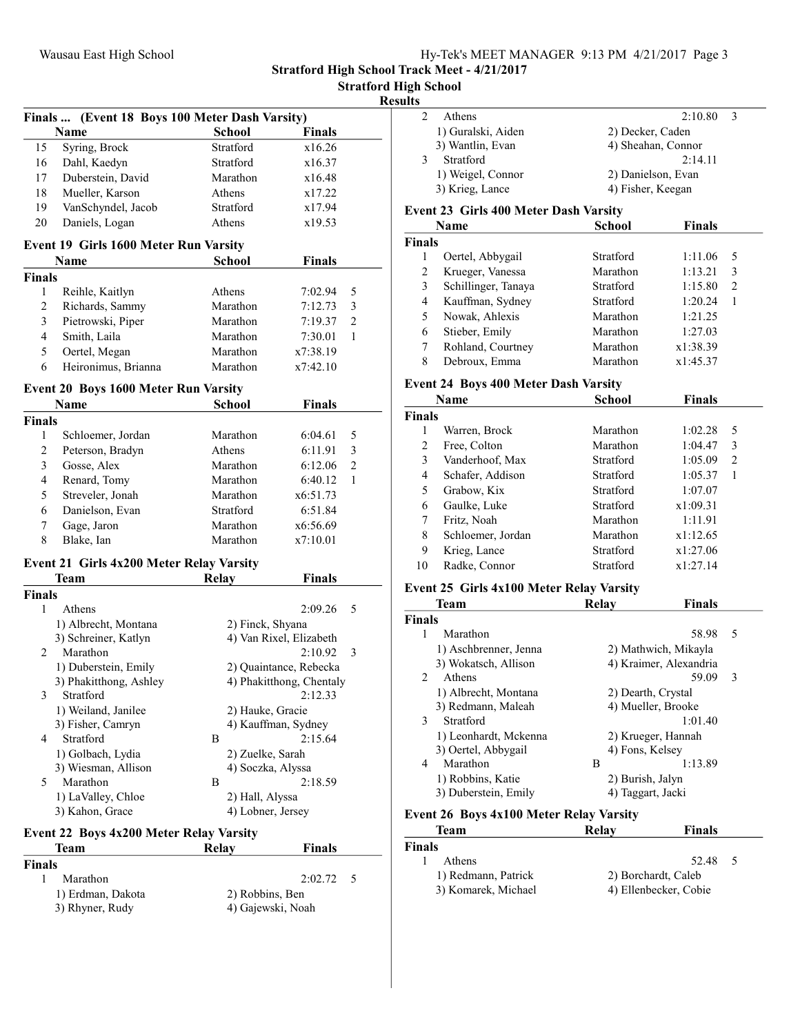## Stratford High School Track Meet - 4/21/2017

### Stratford High School

### Results

#### Finals ... (Event 18 Boys 100 Meter Dash Varsity)

| | Name | School | Finals |
|---|---|---|---|
| 15 | Syring, Brock | Stratford | x16.26 |
| 16 | Dahl, Kaedyn | Stratford | x16.37 |
| 17 | Duberstein, David | Marathon | x16.48 |
| 18 | Mueller, Karson | Athens | x17.22 |
| 19 | VanSchyndel, Jacob | Stratford | x17.94 |
| 20 | Daniels, Logan | Athens | x19.53 |

#### Event 19 Girls 1600 Meter Run Varsity

| | Name | School | Finals | |
|---|---|---|---|---|
| **Finals** | | | | |
| 1 | Reihle, Kaitlyn | Athens | 7:02.94 | 5 |
| 2 | Richards, Sammy | Marathon | 7:12.73 | 3 |
| 3 | Pietrowski, Piper | Marathon | 7:19.37 | 2 |
| 4 | Smith, Laila | Marathon | 7:30.01 | 1 |
| 5 | Oertel, Megan | Marathon | x7:38.19 | |
| 6 | Heironimus, Brianna | Marathon | x7:42.10 | |

#### Event 20 Boys 1600 Meter Run Varsity

| | Name | School | Finals | |
|---|---|---|---|---|
| **Finals** | | | | |
| 1 | Schloemer, Jordan | Marathon | 6:04.61 | 5 |
| 2 | Peterson, Bradyn | Athens | 6:11.91 | 3 |
| 3 | Gosse, Alex | Marathon | 6:12.06 | 2 |
| 4 | Renard, Tomy | Marathon | 6:40.12 | 1 |
| 5 | Streveler, Jonah | Marathon | x6:51.73 | |
| 6 | Danielson, Evan | Stratford | 6:51.84 | |
| 7 | Gage, Jaron | Marathon | x6:56.69 | |
| 8 | Blake, Ian | Marathon | x7:10.01 | |

#### Event 21 Girls 4x200 Meter Relay Varsity

| | Team | Relay | Finals | |
|---|---|---|---|---|
| **Finals** | | | | |
| 1 | Athens | | 2:09.26 | 5 |
| | 1) Albrecht, Montana | 2) Finck, Shyana | | |
| | 3) Schreiner, Katlyn | 4) Van Rixel, Elizabeth | | |
| 2 | Marathon | | 2:10.92 | 3 |
| | 1) Duberstein, Emily | 2) Quaintance, Rebecka | | |
| | 3) Phakitthong, Ashley | 4) Phakitthong, Chentaly | | |
| 3 | Stratford | | 2:12.33 | |
| | 1) Weiland, Janilee | 2) Hauke, Gracie | | |
| | 3) Fisher, Camryn | 4) Kauffman, Sydney | | |
| 4 | Stratford | B | 2:15.64 | |
| | 1) Golbach, Lydia | 2) Zuelke, Sarah | | |
| | 3) Wiesman, Allison | 4) Soczka, Alyssa | | |
| 5 | Marathon | B | 2:18.59 | |
| | 1) LaValley, Chloe | 2) Hall, Alyssa | | |
| | 3) Kahon, Grace | 4) Lobner, Jersey | | |

#### Event 22 Boys 4x200 Meter Relay Varsity

| | Team | Relay | Finals | |
|---|---|---|---|---|
| **Finals** | | | | |
| 1 | Marathon | | 2:02.72 | 5 |
| | 1) Erdman, Dakota | 2) Robbins, Ben | | |
| | 3) Rhyner, Rudy | 4) Gajewski, Noah | | |
| 2 | Athens | | 2:10.80 | 3 |
| | 1) Guralski, Aiden | 2) Decker, Caden | | |
| | 3) Wantlin, Evan | 4) Sheahan, Connor | | |
| 3 | Stratford | | 2:14.11 | |
| | 1) Weigel, Connor | 2) Danielson, Evan | | |
| | 3) Krieg, Lance | 4) Fisher, Keegan | | |

#### Event 23 Girls 400 Meter Dash Varsity

| | Name | School | Finals | |
|---|---|---|---|---|
| **Finals** | | | | |
| 1 | Oertel, Abbygail | Stratford | 1:11.06 | 5 |
| 2 | Krueger, Vanessa | Marathon | 1:13.21 | 3 |
| 3 | Schillinger, Tanaya | Stratford | 1:15.80 | 2 |
| 4 | Kauffman, Sydney | Stratford | 1:20.24 | 1 |
| 5 | Nowak, Ahlexis | Marathon | 1:21.25 | |
| 6 | Stieber, Emily | Marathon | 1:27.03 | |
| 7 | Rohland, Courtney | Marathon | x1:38.39 | |
| 8 | Debroux, Emma | Marathon | x1:45.37 | |

#### Event 24 Boys 400 Meter Dash Varsity

| | Name | School | Finals | |
|---|---|---|---|---|
| **Finals** | | | | |
| 1 | Warren, Brock | Marathon | 1:02.28 | 5 |
| 2 | Free, Colton | Marathon | 1:04.47 | 3 |
| 3 | Vanderhoof, Max | Stratford | 1:05.09 | 2 |
| 4 | Schafer, Addison | Stratford | 1:05.37 | 1 |
| 5 | Grabow, Kix | Stratford | 1:07.07 | |
| 6 | Gaulke, Luke | Stratford | x1:09.31 | |
| 7 | Fritz, Noah | Marathon | 1:11.91 | |
| 8 | Schloemer, Jordan | Marathon | x1:12.65 | |
| 9 | Krieg, Lance | Stratford | x1:27.06 | |
| 10 | Radke, Connor | Stratford | x1:27.14 | |

#### Event 25 Girls 4x100 Meter Relay Varsity

| | Team | Relay | Finals | |
|---|---|---|---|---|
| **Finals** | | | | |
| 1 | Marathon | | 58.98 | 5 |
| | 1) Aschbrenner, Jenna | 2) Mathwich, Mikayla | | |
| | 3) Wokatsch, Allison | 4) Kraimer, Alexandria | | |
| 2 | Athens | | 59.09 | 3 |
| | 1) Albrecht, Montana | 2) Dearth, Crystal | | |
| | 3) Redmann, Maleah | 4) Mueller, Brooke | | |
| 3 | Stratford | | 1:01.40 | |
| | 1) Leonhardt, Mckenna | 2) Krueger, Hannah | | |
| | 3) Oertel, Abbygail | 4) Fons, Kelsey | | |
| 4 | Marathon | B | 1:13.89 | |
| | 1) Robbins, Katie | 2) Burish, Jalyn | | |
| | 3) Duberstein, Emily | 4) Taggart, Jacki | | |

#### Event 26 Boys 4x100 Meter Relay Varsity

| | Team | Relay | Finals | |
|---|---|---|---|---|
| **Finals** | | | | |
| 1 | Athens | | 52.48 | 5 |
| | 1) Redmann, Patrick | 2) Borchardt, Caleb | | |
| | 3) Komarek, Michael | 4) Ellenbecker, Cobie | | |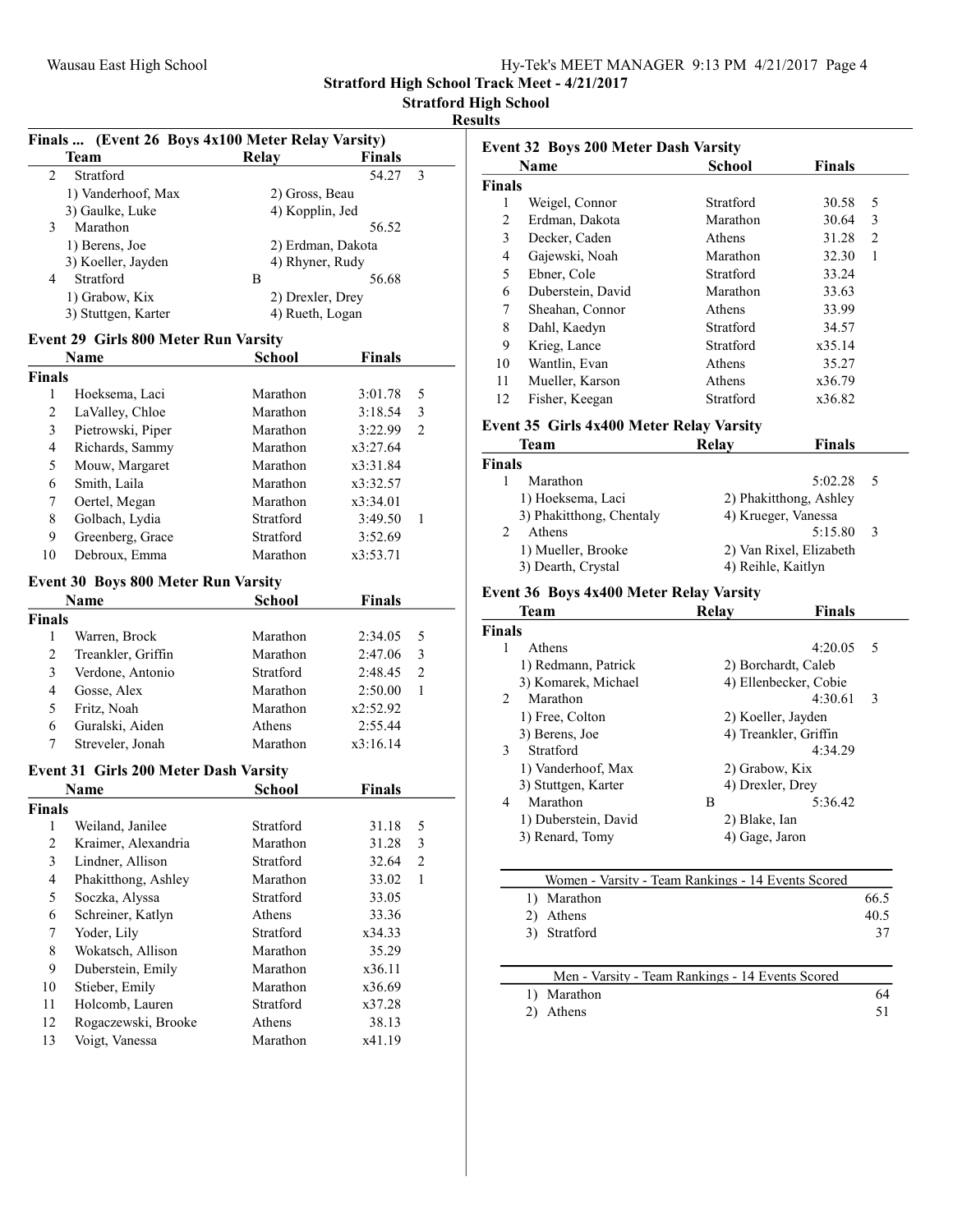Stratford High School Track Meet - 4/21/2017

Stratford High School

Results

### Finals ... (Event 26 Boys 4x100 Meter Relay Varsity)

| | Team | Relay | Finals | |
|---|---|---|---|---|
| 2 | Stratford | | 54.27 | 3 |
| | 1) Vanderhoof, Max | 2) Gross, Beau | | |
| | 3) Gaulke, Luke | 4) Kopplin, Jed | | |
| 3 | Marathon | | 56.52 | |
| | 1) Berens, Joe | 2) Erdman, Dakota | | |
| | 3) Koeller, Jayden | 4) Rhyner, Rudy | | |
| 4 | Stratford | B | 56.68 | |
| | 1) Grabow, Kix | 2) Drexler, Drey | | |
| | 3) Stuttgen, Karter | 4) Rueth, Logan | | |

### Event 29 Girls 800 Meter Run Varsity

| | Name | School | Finals | |
|---|---|---|---|---|
| **Finals** | | | | |
| 1 | Hoeksema, Laci | Marathon | 3:01.78 | 5 |
| 2 | LaValley, Chloe | Marathon | 3:18.54 | 3 |
| 3 | Pietrowski, Piper | Marathon | 3:22.99 | 2 |
| 4 | Richards, Sammy | Marathon | x3:27.64 | |
| 5 | Mouw, Margaret | Marathon | x3:31.84 | |
| 6 | Smith, Laila | Marathon | x3:32.57 | |
| 7 | Oertel, Megan | Marathon | x3:34.01 | |
| 8 | Golbach, Lydia | Stratford | 3:49.50 | 1 |
| 9 | Greenberg, Grace | Stratford | 3:52.69 | |
| 10 | Debroux, Emma | Marathon | x3:53.71 | |

### Event 30 Boys 800 Meter Run Varsity

| | Name | School | Finals | |
|---|---|---|---|---|
| **Finals** | | | | |
| 1 | Warren, Brock | Marathon | 2:34.05 | 5 |
| 2 | Treankler, Griffin | Marathon | 2:47.06 | 3 |
| 3 | Verdone, Antonio | Stratford | 2:48.45 | 2 |
| 4 | Gosse, Alex | Marathon | 2:50.00 | 1 |
| 5 | Fritz, Noah | Marathon | x2:52.92 | |
| 6 | Guralski, Aiden | Athens | 2:55.44 | |
| 7 | Streveler, Jonah | Marathon | x3:16.14 | |

### Event 31 Girls 200 Meter Dash Varsity

| | Name | School | Finals | |
|---|---|---|---|---|
| **Finals** | | | | |
| 1 | Weiland, Janilee | Stratford | 31.18 | 5 |
| 2 | Kraimer, Alexandria | Marathon | 31.28 | 3 |
| 3 | Lindner, Allison | Stratford | 32.64 | 2 |
| 4 | Phakitthong, Ashley | Marathon | 33.02 | 1 |
| 5 | Soczka, Alyssa | Stratford | 33.05 | |
| 6 | Schreiner, Katlyn | Athens | 33.36 | |
| 7 | Yoder, Lily | Stratford | x34.33 | |
| 8 | Wokatsch, Allison | Marathon | 35.29 | |
| 9 | Duberstein, Emily | Marathon | x36.11 | |
| 10 | Stieber, Emily | Marathon | x36.69 | |
| 11 | Holcomb, Lauren | Stratford | x37.28 | |
| 12 | Rogaczewski, Brooke | Athens | 38.13 | |
| 13 | Voigt, Vanessa | Marathon | x41.19 | |

### Event 32 Boys 200 Meter Dash Varsity

| | Name | School | Finals | |
|---|---|---|---|---|
| **Finals** | | | | |
| 1 | Weigel, Connor | Stratford | 30.58 | 5 |
| 2 | Erdman, Dakota | Marathon | 30.64 | 3 |
| 3 | Decker, Caden | Athens | 31.28 | 2 |
| 4 | Gajewski, Noah | Marathon | 32.30 | 1 |
| 5 | Ebner, Cole | Stratford | 33.24 | |
| 6 | Duberstein, David | Marathon | 33.63 | |
| 7 | Sheahan, Connor | Athens | 33.99 | |
| 8 | Dahl, Kaedyn | Stratford | 34.57 | |
| 9 | Krieg, Lance | Stratford | x35.14 | |
| 10 | Wantlin, Evan | Athens | 35.27 | |
| 11 | Mueller, Karson | Athens | x36.79 | |
| 12 | Fisher, Keegan | Stratford | x36.82 | |

### Event 35 Girls 4x400 Meter Relay Varsity

| | Team | Relay | Finals | |
|---|---|---|---|---|
| **Finals** | | | | |
| 1 | Marathon | | 5:02.28 | 5 |
| | 1) Hoeksema, Laci | 2) Phakitthong, Ashley | | |
| | 3) Phakitthong, Chentaly | 4) Krueger, Vanessa | | |
| 2 | Athens | | 5:15.80 | 3 |
| | 1) Mueller, Brooke | 2) Van Rixel, Elizabeth | | |
| | 3) Dearth, Crystal | 4) Reihle, Kaitlyn | | |

### Event 36 Boys 4x400 Meter Relay Varsity

| | Team | Relay | Finals | |
|---|---|---|---|---|
| **Finals** | | | | |
| 1 | Athens | | 4:20.05 | 5 |
| | 1) Redmann, Patrick | 2) Borchardt, Caleb | | |
| | 3) Komarek, Michael | 4) Ellenbecker, Cobie | | |
| 2 | Marathon | | 4:30.61 | 3 |
| | 1) Free, Colton | 2) Koeller, Jayden | | |
| | 3) Berens, Joe | 4) Treankler, Griffin | | |
| 3 | Stratford | | 4:34.29 | |
| | 1) Vanderhoof, Max | 2) Grabow, Kix | | |
| | 3) Stuttgen, Karter | 4) Drexler, Drey | | |
| 4 | Marathon | B | 5:36.42 | |
| | 1) Duberstein, David | 2) Blake, Ian | | |
| | 3) Renard, Tomy | 4) Gage, Jaron | | |

| Women - Varsity - Team Rankings - 14 Events Scored | |
|---|---|
| 1) Marathon | 66.5 |
| 2) Athens | 40.5 |
| 3) Stratford | 37 |

| Men - Varsity - Team Rankings - 14 Events Scored | |
|---|---|
| 1) Marathon | 64 |
| 2) Athens | 51 |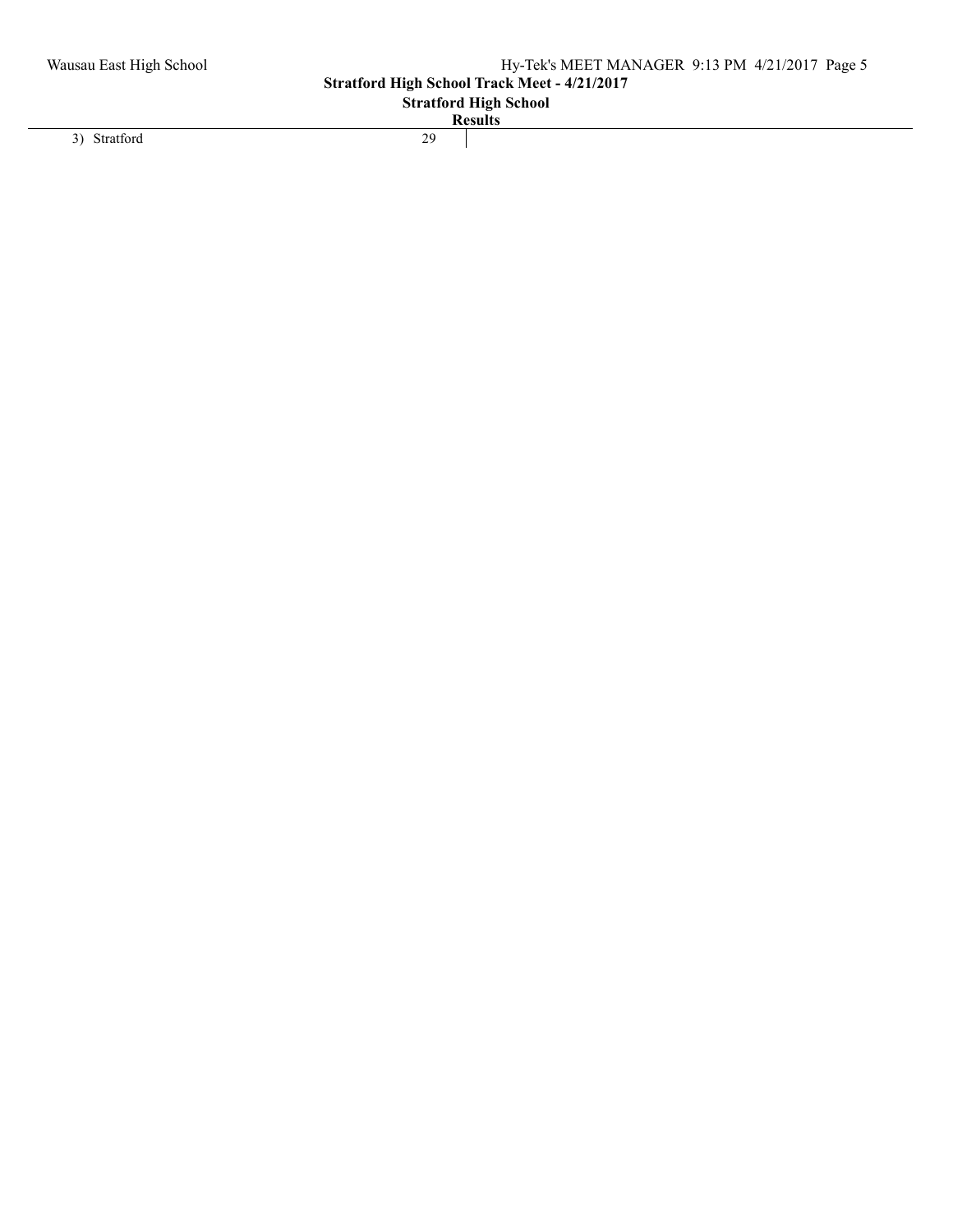3) Stratford 29